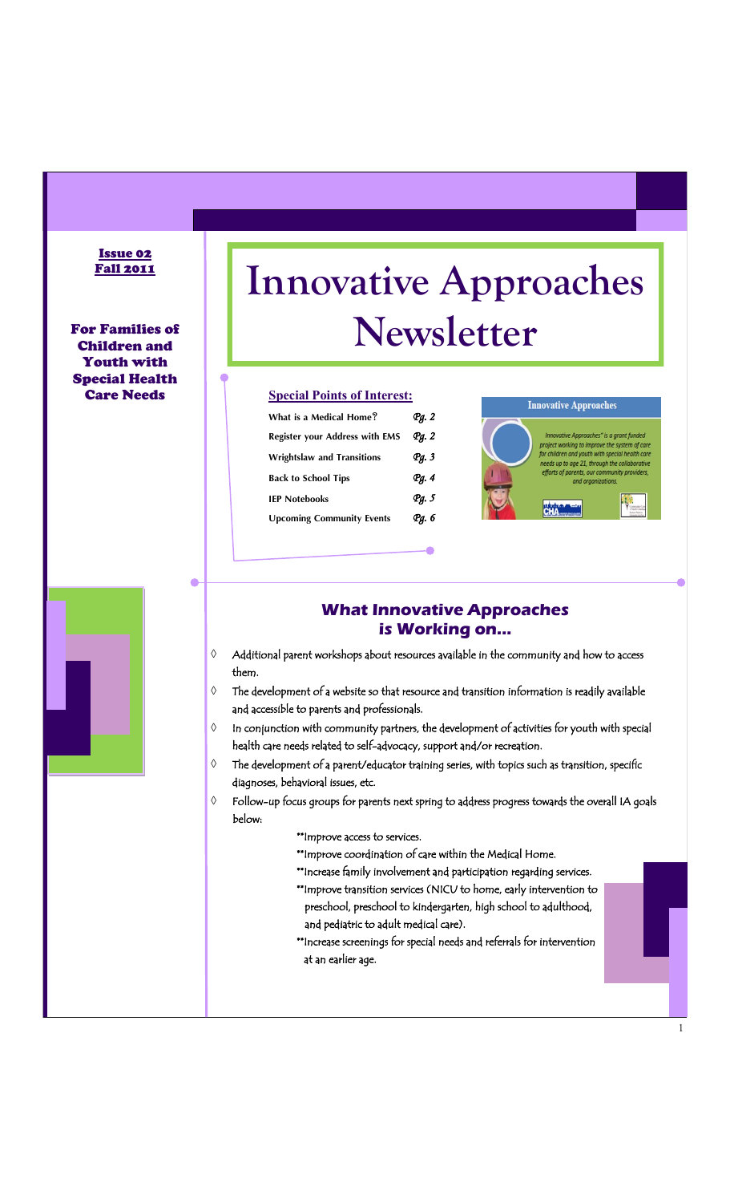**Issue 02**
**Fall 2011**

**For Families of Children and Youth with Special Health Care Needs**

# Innovative Approaches Newsletter

**Special Points of Interest:**

| | |
|---|---|
| What is a Medical Home? | Pg. 2 |
| Register your Address with EMS | Pg. 2 |
| Wrightslaw and Transitions | Pg. 3 |
| Back to School Tips | Pg. 4 |
| IEP Notebooks | Pg. 5 |
| Upcoming Community Events | Pg. 6 |

**Innovative Approaches**

*Innovative Approaches" is a grant funded project working to improve the system of care for children and youth with special health care needs up to age 21, through the collaborative efforts of parents, our community providers, and organizations.*

## What Innovative Approaches is Working on…

- Additional parent workshops about resources available in the community and how to access them.
- The development of a website so that resource and transition information is readily available and accessible to parents and professionals.
- In conjunction with community partners, the development of activities for youth with special health care needs related to self-advocacy, support and/or recreation.
- The development of a parent/educator training series, with topics such as transition, specific diagnoses, behavioral issues, etc.
- Follow-up focus groups for parents next spring to address progress towards the overall IA goals below:
  - **Improve access to services.
  - **Improve coordination of care within the Medical Home.
  - **Increase family involvement and participation regarding services.
  - **Improve transition services (NICU to home, early intervention to preschool, preschool to kindergarten, high school to adulthood, and pediatric to adult medical care).
  - **Increase screenings for special needs and referrals for intervention at an earlier age.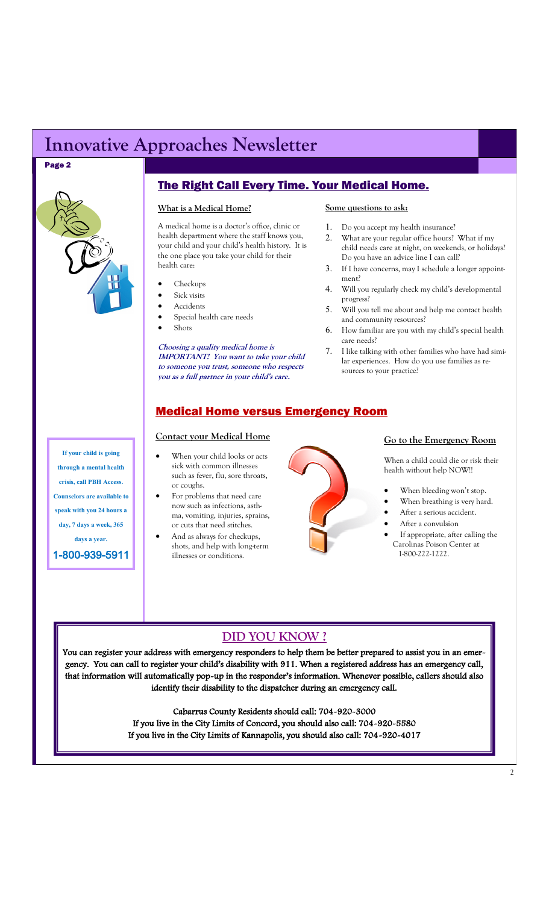## The Right Call Every Time. Your Medical Home.

### What is a Medical Home?

A medical home is a doctor's office, clinic or health department where the staff knows you, your child and your child's health history. It is the one place you take your child for their health care:

- Checkups
- Sick visits
- Accidents
- Special health care needs
- Shots

***Choosing a quality medical home is IMPORTANT! You want to take your child to someone you trust, someone who respects you as a full partner in your child's care.***

### Some questions to ask:

1. Do you accept my health insurance?
2. What are your regular office hours? What if my child needs care at night, on weekends, or holidays? Do you have an advice line I can call?
3. If I have concerns, may I schedule a longer appointment?
4. Will you regularly check my child's developmental progress?
5. Will you tell me about and help me contact health and community resources?
6. How familiar are you with my child's special health care needs?
7. I like talking with other families who have had similar experiences. How do you use families as resources to your practice?

## Medical Home versus Emergency Room

### Contact your Medical Home

- When your child looks or acts sick with common illnesses such as fever, flu, sore throats, or coughs.
- For problems that need care now such as infections, asthma, vomiting, injuries, sprains, or cuts that need stitches.
- And as always for checkups, shots, and help with long-term illnesses or conditions.

### Go to the Emergency Room

When a child could die or risk their health without help NOW!!

- When bleeding won't stop.
- When breathing is very hard.
- After a serious accident.
- After a convulsion
- If appropriate, after calling the Carolinas Poison Center at 1-800-222-1222.

**If your child is going through a mental health crisis, call PBH Access. Counselors are available to speak with you 24 hours a day, 7 days a week, 365 days a year.**

**1-800-939-5911**

## DID YOU KNOW ?

**You can register your address with emergency responders to help them be better prepared to assist you in an emergency. You can call to register your child's disability with 911. When a registered address has an emergency call, that information will automatically pop-up in the responder's information. Whenever possible, callers should also identify their disability to the dispatcher during an emergency call.**

**Cabarrus County Residents should call: 704-920-3000**
**If you live in the City Limits of Concord, you should also call: 704-920-5580**
**If you live in the City Limits of Kannapolis, you should also call: 704-920-4017**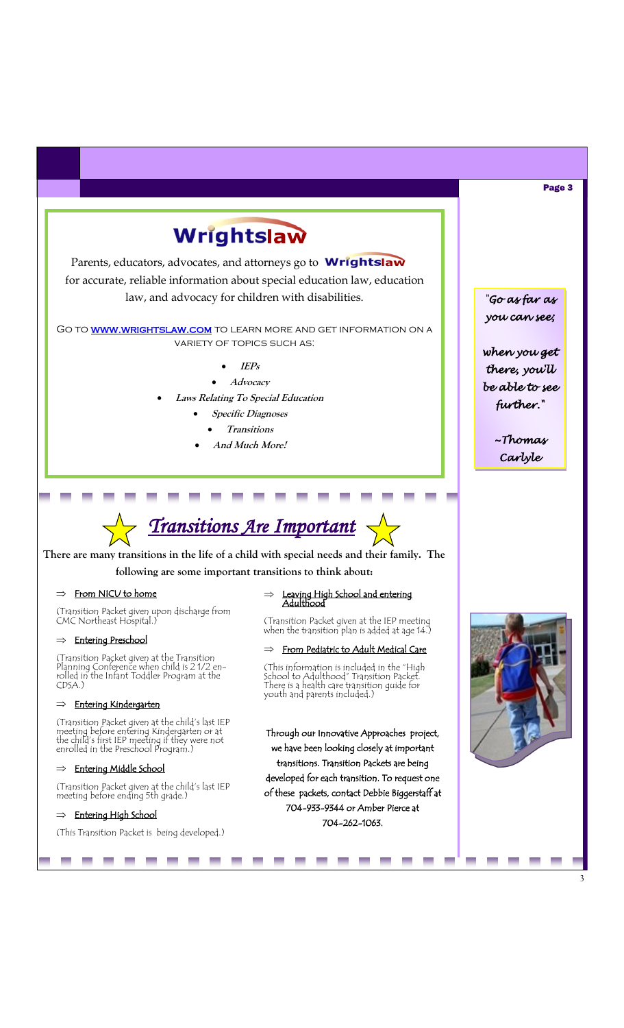# Wrightslaw

Parents, educators, advocates, and attorneys go to **Wrightslaw** for accurate, reliable information about special education law, education law, and advocacy for children with disabilities.

Go to **www.wrightslaw.com** to learn more and get information on a variety of topics such as:

- ***IEPs***
- ***Advocacy***
- ***Laws Relating To Special Education***
- ***Specific Diagnoses***
- ***Transitions***
- ***And Much More!***

*"Go as far as you can see; when you get there, you'll be able to see further."*

*~Thomas Carlyle*

## Transitions Are Important

**There are many transitions in the life of a child with special needs and their family. The following are some important transitions to think about:**

⇒ From NICU to home

(Transition Packet given upon discharge from CMC Northeast Hospital.)

⇒ Entering Preschool

(Transition Packet given at the Transition Planning Conference when child is 2 1/2 enrolled in the Infant Toddler Program at the CDSA.)

⇒ Entering Kindergarten

(Transition Packet given at the child's last IEP meeting before entering Kindergarten or at the child's first IEP meeting if they were not enrolled in the Preschool Program.)

⇒ Entering Middle School

(Transition Packet given at the child's last IEP meeting before ending 5th grade.)

⇒ Entering High School

(This Transition Packet is being developed.)

⇒ Leaving High School and entering Adulthood

(Transition Packet given at the IEP meeting when the transition plan is added at age 14.)

⇒ From Pediatric to Adult Medical Care

(This information is included in the "High School to Adulthood" Transition Packet. There is a health care transition guide for youth and parents included.)

Through our Innovative Approaches project, we have been looking closely at important transitions. Transition Packets are being developed for each transition. To request one of these packets, contact Debbie Biggerstaff at 704-933-9344 or Amber Pierce at 704-262-1063.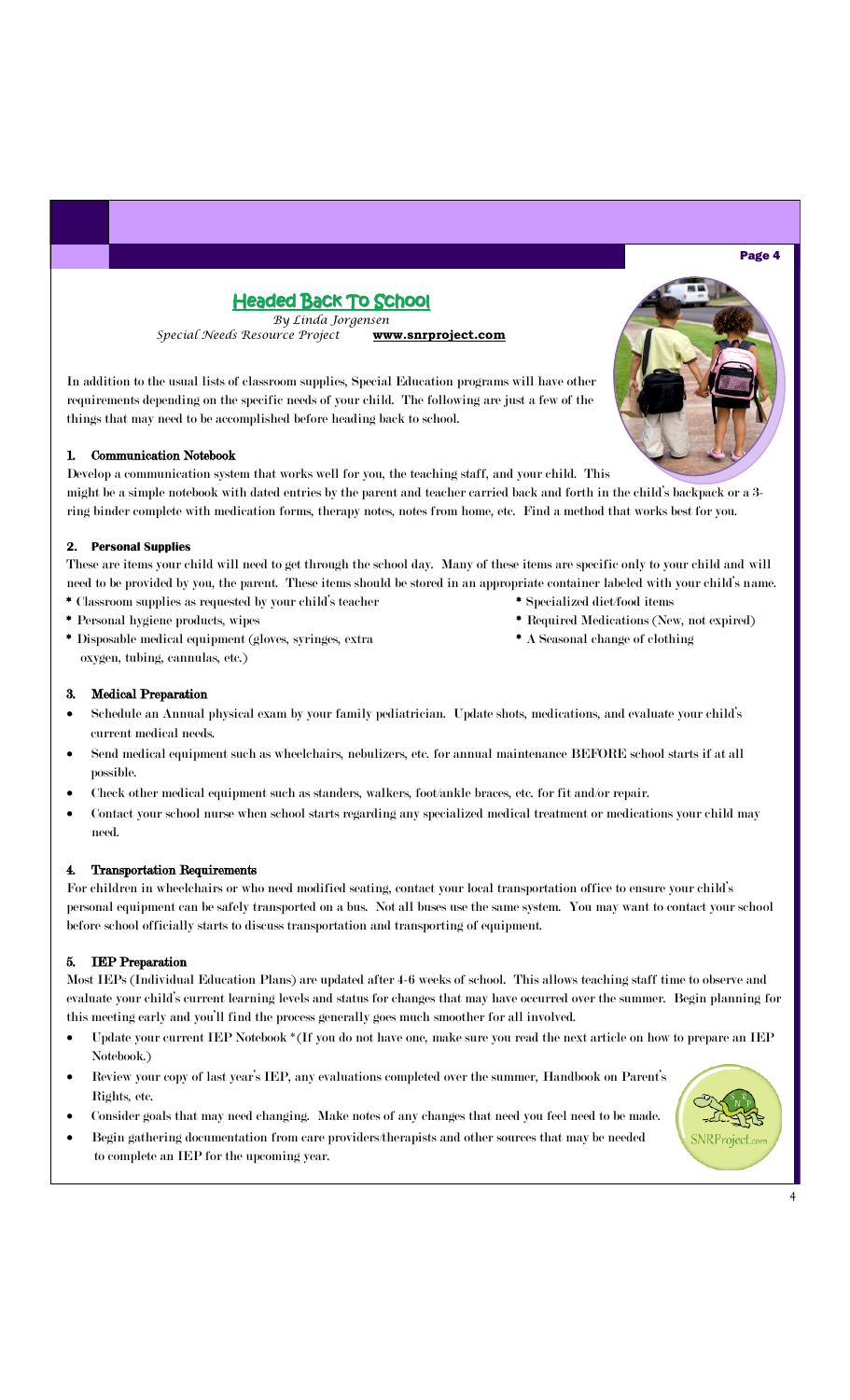## Headed Back To School

*By Linda Jorgensen*
*Special Needs Resource Project* **www.snrproject.com**

In addition to the usual lists of classroom supplies, Special Education programs will have other requirements depending on the specific needs of your child. The following are just a few of the things that may need to be accomplished before heading back to school.

### 1. Communication Notebook

Develop a communication system that works well for you, the teaching staff, and your child. This might be a simple notebook with dated entries by the parent and teacher carried back and forth in the child's backpack or a 3-ring binder complete with medication forms, therapy notes, notes from home, etc. Find a method that works best for you.

### 2. Personal Supplies

These are items your child will need to get through the school day. Many of these items are specific only to your child and will need to be provided by you, the parent. These items should be stored in an appropriate container labeled with your child's name.

* Classroom supplies as requested by your child's teacher
* Personal hygiene products, wipes
* Disposable medical equipment (gloves, syringes, extra oxygen, tubing, cannulas, etc.)
* Specialized diet/food items
* Required Medications (New, not expired)
* A Seasonal change of clothing

### 3. Medical Preparation

- Schedule an Annual physical exam by your family pediatrician. Update shots, medications, and evaluate your child's current medical needs.
- Send medical equipment such as wheelchairs, nebulizers, etc. for annual maintenance BEFORE school starts if at all possible.
- Check other medical equipment such as standers, walkers, foot/ankle braces, etc. for fit and/or repair.
- Contact your school nurse when school starts regarding any specialized medical treatment or medications your child may need.

### 4. Transportation Requirements

For children in wheelchairs or who need modified seating, contact your local transportation office to ensure your child's personal equipment can be safely transported on a bus. Not all buses use the same system. You may want to contact your school before school officially starts to discuss transportation and transporting of equipment.

### 5. IEP Preparation

Most IEPs (Individual Education Plans) are updated after 4-6 weeks of school. This allows teaching staff time to observe and evaluate your child's current learning levels and status for changes that may have occurred over the summer. Begin planning for this meeting early and you'll find the process generally goes much smoother for all involved.

- Update your current IEP Notebook *(If you do not have one, make sure you read the next article on how to prepare an IEP Notebook.)
- Review your copy of last year's IEP, any evaluations completed over the summer, Handbook on Parent's Rights, etc.
- Consider goals that may need changing. Make notes of any changes that need you feel need to be made.
- Begin gathering documentation from care providers/therapists and other sources that may be needed to complete an IEP for the upcoming year.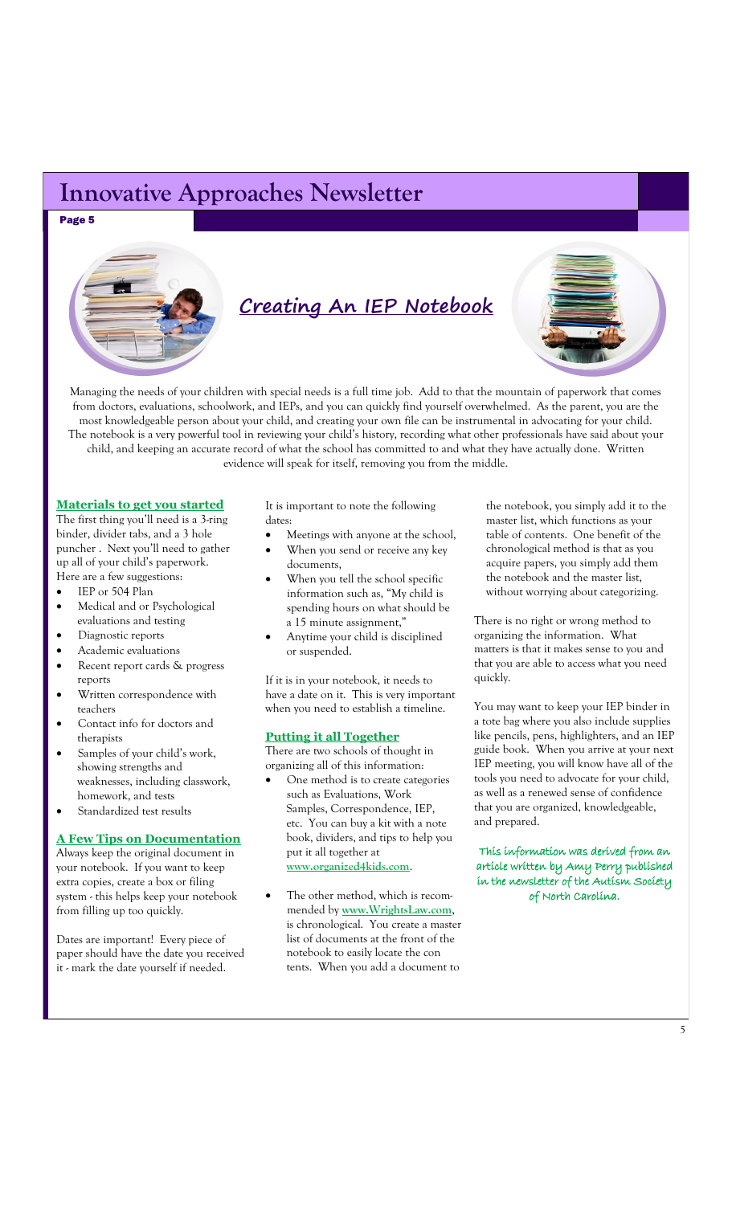# Creating An IEP Notebook

Managing the needs of your children with special needs is a full time job. Add to that the mountain of paperwork that comes from doctors, evaluations, schoolwork, and IEPs, and you can quickly find yourself overwhelmed. As the parent, you are the most knowledgeable person about your child, and creating your own file can be instrumental in advocating for your child. The notebook is a very powerful tool in reviewing your child's history, recording what other professionals have said about your child, and keeping an accurate record of what the school has committed to and what they have actually done. Written evidence will speak for itself, removing you from the middle.

## Materials to get you started

The first thing you'll need is a 3-ring binder, divider tabs, and a 3 hole puncher . Next you'll need to gather up all of your child's paperwork. Here are a few suggestions:

- IEP or 504 Plan
- Medical and or Psychological evaluations and testing
- Diagnostic reports
- Academic evaluations
- Recent report cards & progress reports
- Written correspondence with teachers
- Contact info for doctors and therapists
- Samples of your child's work, showing strengths and weaknesses, including classwork, homework, and tests
- Standardized test results

## A Few Tips on Documentation

Always keep the original document in your notebook. If you want to keep extra copies, create a box or filing system - this helps keep your notebook from filling up too quickly.

Dates are important! Every piece of paper should have the date you received it - mark the date yourself if needed.

It is important to note the following dates:

- Meetings with anyone at the school,
- When you send or receive any key documents,
- When you tell the school specific information such as, "My child is spending hours on what should be a 15 minute assignment,"
- Anytime your child is disciplined or suspended.

If it is in your notebook, it needs to have a date on it. This is very important when you need to establish a timeline.

## Putting it all Together

There are two schools of thought in organizing all of this information:

- One method is to create categories such as Evaluations, Work Samples, Correspondence, IEP, etc. You can buy a kit with a note book, dividers, and tips to help you put it all together at www.organized4kids.com.

- The other method, which is recommended by www.WrightsLaw.com, is chronological. You create a master list of documents at the front of the notebook to easily locate the con tents. When you add a document to the notebook, you simply add it to the master list, which functions as your table of contents. One benefit of the chronological method is that as you acquire papers, you simply add them the notebook and the master list, without worrying about categorizing.

There is no right or wrong method to organizing the information. What matters is that it makes sense to you and that you are able to access what you need quickly.

You may want to keep your IEP binder in a tote bag where you also include supplies like pencils, pens, highlighters, and an IEP guide book. When you arrive at your next IEP meeting, you will know have all of the tools you need to advocate for your child, as well as a renewed sense of confidence that you are organized, knowledgeable, and prepared.

**This information was derived from an article written by Amy Perry published in the newsletter of the Autism Society of North Carolina.**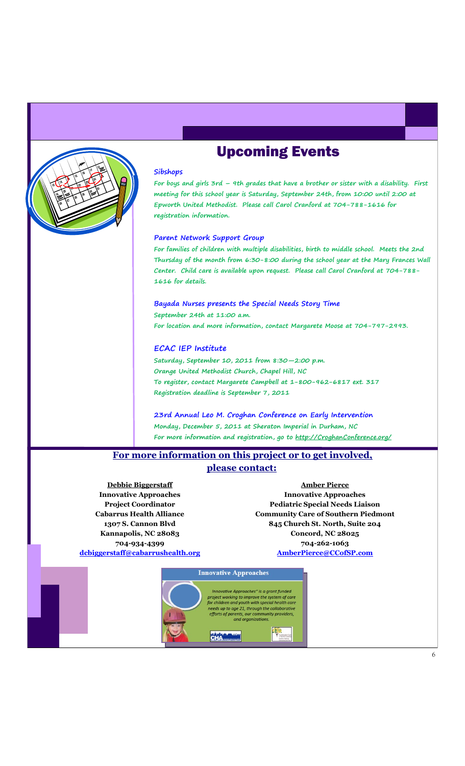# Upcoming Events

### Sibshops

For boys and girls 3rd – 9th grades that have a brother or sister with a disability. First meeting for this school year is Saturday, September 24th, from 10:00 until 2:00 at Epworth United Methodist. Please call Carol Cranford at 704-788-1616 for registration information.

### Parent Network Support Group

For families of children with multiple disabilities, birth to middle school. Meets the 2nd Thursday of the month from 6:30-8:00 during the school year at the Mary Frances Wall Center. Child care is available upon request. Please call Carol Cranford at 704-788-1616 for details.

### Bayada Nurses presents the Special Needs Story Time

September 24th at 11:00 a.m.
For location and more information, contact Margarete Moose at 704-797-2993.

### ECAC IEP Institute

Saturday, September 10, 2011 from 8:30—2:00 p.m.
Orange United Methodist Church, Chapel Hill, NC
To register, contact Margarete Campbell at 1-800-962-6817 ext. 317
Registration deadline is September 7, 2011

### 23rd Annual Leo M. Croghan Conference on Early Intervention

Monday, December 5, 2011 at Sheraton Imperial in Durham, NC
For more information and registration, go to http://CroghanConference.org/

## For more information on this project or to get involved, please contact:

**Debbie Biggerstaff**
**Innovative Approaches**
**Project Coordinator**
**Cabarrus Health Alliance**
**1307 S. Cannon Blvd**
**Kannapolis, NC 28083**
**704-934-4399**
**dcbiggerstaff@cabarrushealth.org**

**Amber Pierce**
**Innovative Approaches**
**Pediatric Special Needs Liaison**
**Community Care of Southern Piedmont**
**845 Church St. North, Suite 204**
**Concord, NC 28025**
**704-262-1063**
**AmberPierce@CCofSP.com**

**Innovative Approaches**

*Innovative Approaches" is a grant funded project working to improve the system of care for children and youth with special health care needs up to age 21, through the collaborative efforts of parents, our community providers, and organizations.*